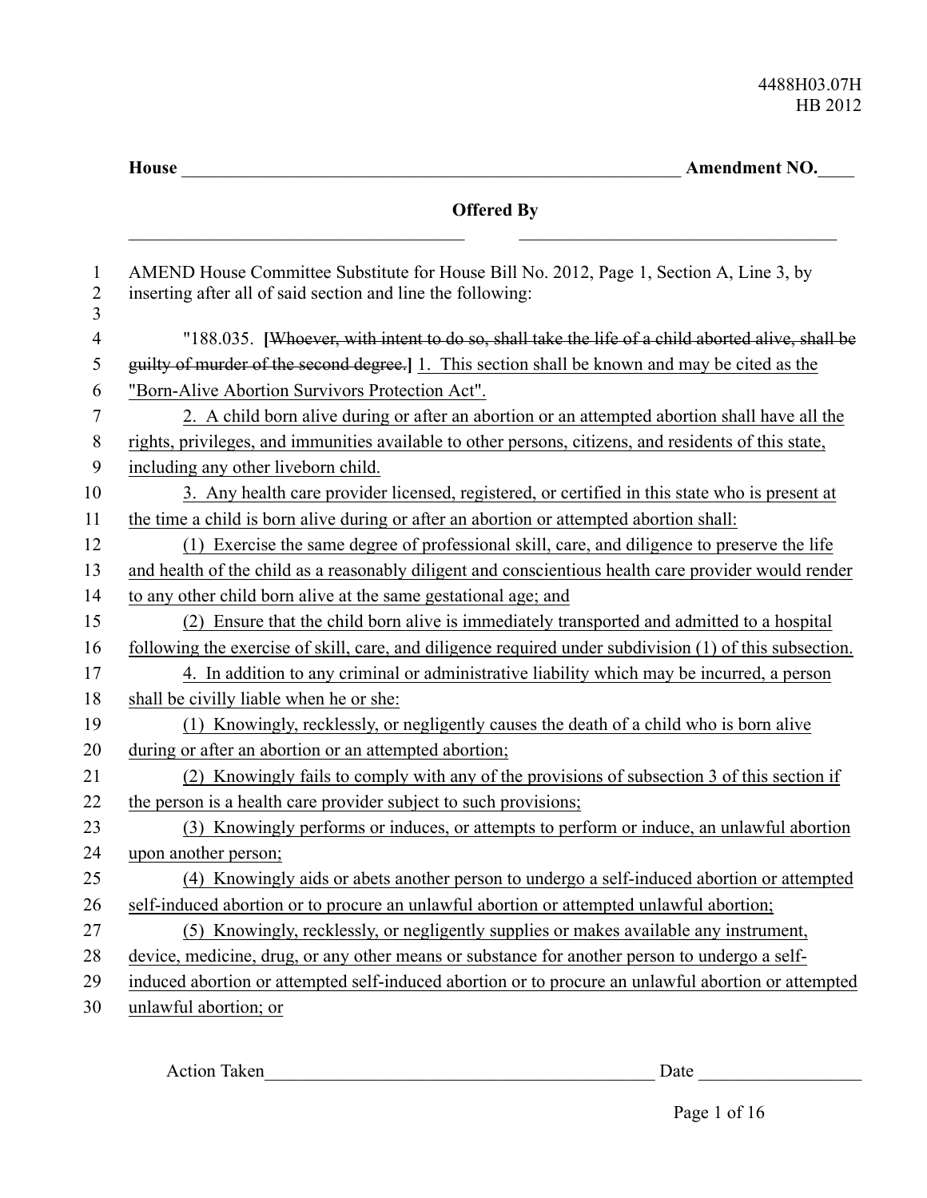4488H03.07H
HB 2012

**House** ______________________________ **Amendment NO.**____

**Offered By**

______________________________ ______________________________

1 AMEND House Committee Substitute for House Bill No. 2012, Page 1, Section A, Line 3, by
2 inserting after all of said section and line the following:
3
4 "188.035. **[**~~Whoever, with intent to do so, shall take the life of a child aborted alive, shall be~~
5 ~~guilty of murder of the second degree.~~**]** <u>1. This section shall be known and may be cited as the</u>
6 <u>"Born-Alive Abortion Survivors Protection Act".</u>
7 <u>2. A child born alive during or after an abortion or an attempted abortion shall have all the</u>
8 <u>rights, privileges, and immunities available to other persons, citizens, and residents of this state,</u>
9 <u>including any other liveborn child.</u>
10 <u>3. Any health care provider licensed, registered, or certified in this state who is present at</u>
11 <u>the time a child is born alive during or after an abortion or attempted abortion shall:</u>
12 <u>(1) Exercise the same degree of professional skill, care, and diligence to preserve the life</u>
13 <u>and health of the child as a reasonably diligent and conscientious health care provider would render</u>
14 <u>to any other child born alive at the same gestational age; and</u>
15 <u>(2) Ensure that the child born alive is immediately transported and admitted to a hospital</u>
16 <u>following the exercise of skill, care, and diligence required under subdivision (1) of this subsection.</u>
17 <u>4. In addition to any criminal or administrative liability which may be incurred, a person</u>
18 <u>shall be civilly liable when he or she:</u>
19 <u>(1) Knowingly, recklessly, or negligently causes the death of a child who is born alive</u>
20 <u>during or after an abortion or an attempted abortion;</u>
21 <u>(2) Knowingly fails to comply with any of the provisions of subsection 3 of this section if</u>
22 <u>the person is a health care provider subject to such provisions;</u>
23 <u>(3) Knowingly performs or induces, or attempts to perform or induce, an unlawful abortion</u>
24 <u>upon another person;</u>
25 <u>(4) Knowingly aids or abets another person to undergo a self-induced abortion or attempted</u>
26 <u>self-induced abortion or to procure an unlawful abortion or attempted unlawful abortion;</u>
27 <u>(5) Knowingly, recklessly, or negligently supplies or makes available any instrument,</u>
28 <u>device, medicine, drug, or any other means or substance for another person to undergo a self-</u>
29 <u>induced abortion or attempted self-induced abortion or to procure an unlawful abortion or attempted</u>
30 <u>unlawful abortion; or</u>

Action Taken______________________________ Date ____________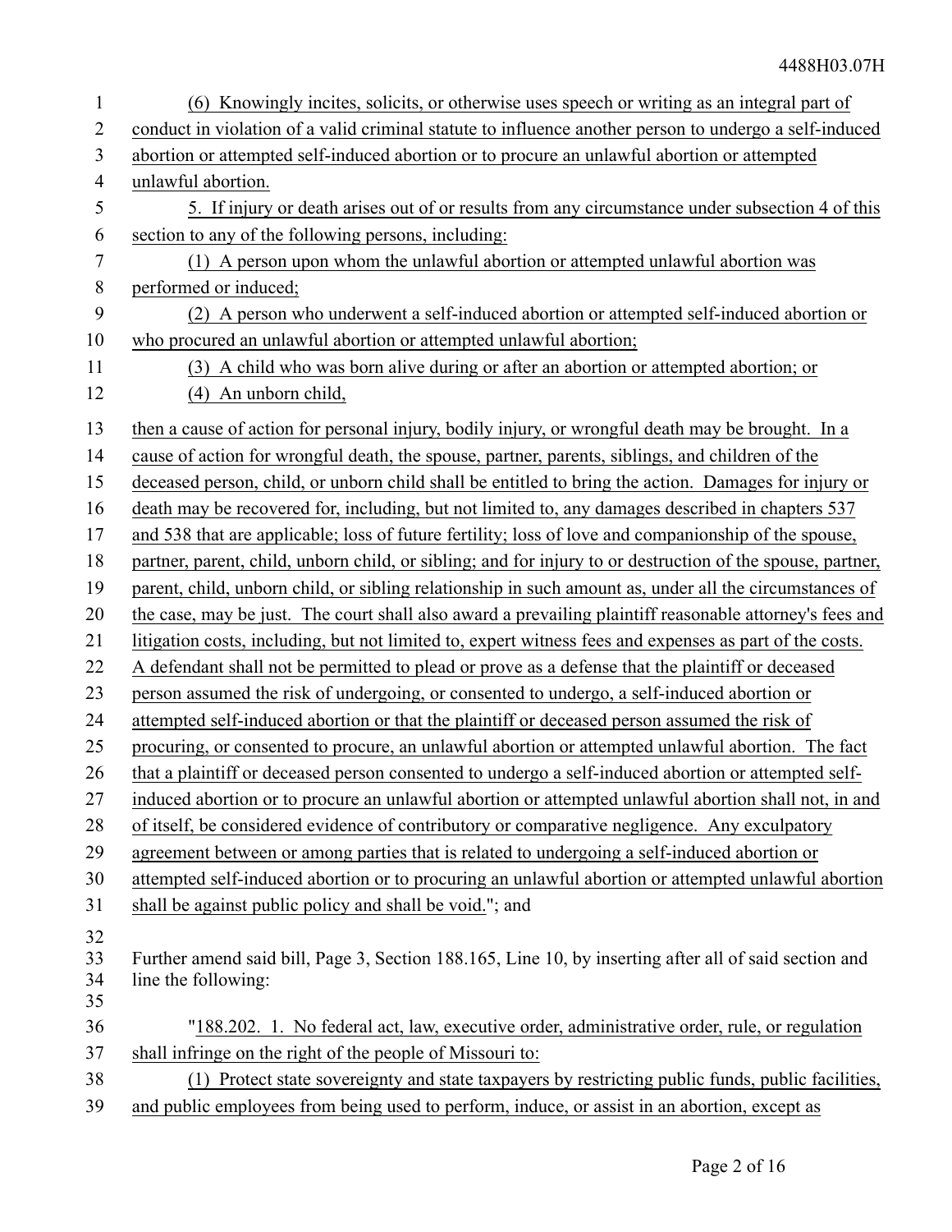(6) Knowingly incites, solicits, or otherwise uses speech or writing as an integral part of conduct in violation of a valid criminal statute to influence another person to undergo a self-induced abortion or attempted self-induced abortion or to procure an unlawful abortion or attempted unlawful abortion.

5. If injury or death arises out of or results from any circumstance under subsection 4 of this section to any of the following persons, including:

(1) A person upon whom the unlawful abortion or attempted unlawful abortion was performed or induced;

(2) A person who underwent a self-induced abortion or attempted self-induced abortion or who procured an unlawful abortion or attempted unlawful abortion;

(3) A child who was born alive during or after an abortion or attempted abortion; or

(4) An unborn child,

then a cause of action for personal injury, bodily injury, or wrongful death may be brought. In a cause of action for wrongful death, the spouse, partner, parents, siblings, and children of the deceased person, child, or unborn child shall be entitled to bring the action. Damages for injury or death may be recovered for, including, but not limited to, any damages described in chapters 537 and 538 that are applicable; loss of future fertility; loss of love and companionship of the spouse, partner, parent, child, unborn child, or sibling; and for injury to or destruction of the spouse, partner, parent, child, unborn child, or sibling relationship in such amount as, under all the circumstances of the case, may be just. The court shall also award a prevailing plaintiff reasonable attorney's fees and litigation costs, including, but not limited to, expert witness fees and expenses as part of the costs. A defendant shall not be permitted to plead or prove as a defense that the plaintiff or deceased person assumed the risk of undergoing, or consented to undergo, a self-induced abortion or attempted self-induced abortion or that the plaintiff or deceased person assumed the risk of procuring, or consented to procure, an unlawful abortion or attempted unlawful abortion. The fact that a plaintiff or deceased person consented to undergo a self-induced abortion or attempted self-induced abortion or to procure an unlawful abortion or attempted unlawful abortion shall not, in and of itself, be considered evidence of contributory or comparative negligence. Any exculpatory agreement between or among parties that is related to undergoing a self-induced abortion or attempted self-induced abortion or to procuring an unlawful abortion or attempted unlawful abortion shall be against public policy and shall be void."; and

Further amend said bill, Page 3, Section 188.165, Line 10, by inserting after all of said section and line the following:

"188.202. 1. No federal act, law, executive order, administrative order, rule, or regulation shall infringe on the right of the people of Missouri to:

(1) Protect state sovereignty and state taxpayers by restricting public funds, public facilities, and public employees from being used to perform, induce, or assist in an abortion, except as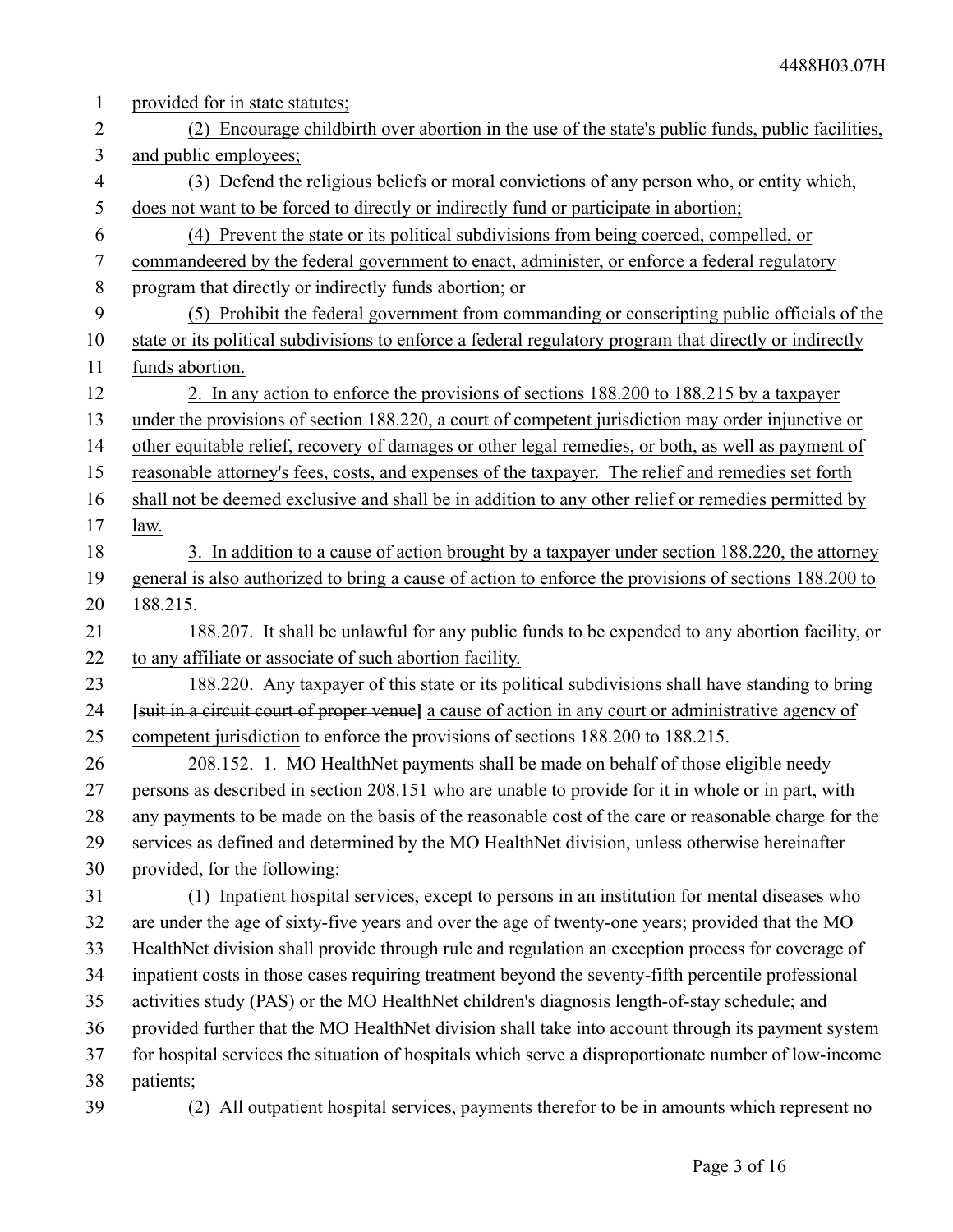provided for in state statutes;

(2) Encourage childbirth over abortion in the use of the state's public funds, public facilities, and public employees;

(3) Defend the religious beliefs or moral convictions of any person who, or entity which, does not want to be forced to directly or indirectly fund or participate in abortion;

(4) Prevent the state or its political subdivisions from being coerced, compelled, or commandeered by the federal government to enact, administer, or enforce a federal regulatory program that directly or indirectly funds abortion; or

(5) Prohibit the federal government from commanding or conscripting public officials of the state or its political subdivisions to enforce a federal regulatory program that directly or indirectly funds abortion.

2. In any action to enforce the provisions of sections 188.200 to 188.215 by a taxpayer under the provisions of section 188.220, a court of competent jurisdiction may order injunctive or other equitable relief, recovery of damages or other legal remedies, or both, as well as payment of reasonable attorney's fees, costs, and expenses of the taxpayer. The relief and remedies set forth shall not be deemed exclusive and shall be in addition to any other relief or remedies permitted by law.

3. In addition to a cause of action brought by a taxpayer under section 188.220, the attorney general is also authorized to bring a cause of action to enforce the provisions of sections 188.200 to 188.215.

188.207. It shall be unlawful for any public funds to be expended to any abortion facility, or to any affiliate or associate of such abortion facility.

188.220. Any taxpayer of this state or its political subdivisions shall have standing to bring **[**~~suit in a circuit court of proper venue~~**]** a cause of action in any court or administrative agency of competent jurisdiction to enforce the provisions of sections 188.200 to 188.215.

208.152. 1. MO HealthNet payments shall be made on behalf of those eligible needy persons as described in section 208.151 who are unable to provide for it in whole or in part, with any payments to be made on the basis of the reasonable cost of the care or reasonable charge for the services as defined and determined by the MO HealthNet division, unless otherwise hereinafter provided, for the following:

(1) Inpatient hospital services, except to persons in an institution for mental diseases who are under the age of sixty-five years and over the age of twenty-one years; provided that the MO HealthNet division shall provide through rule and regulation an exception process for coverage of inpatient costs in those cases requiring treatment beyond the seventy-fifth percentile professional activities study (PAS) or the MO HealthNet children's diagnosis length-of-stay schedule; and provided further that the MO HealthNet division shall take into account through its payment system for hospital services the situation of hospitals which serve a disproportionate number of low-income patients;

(2) All outpatient hospital services, payments therefor to be in amounts which represent no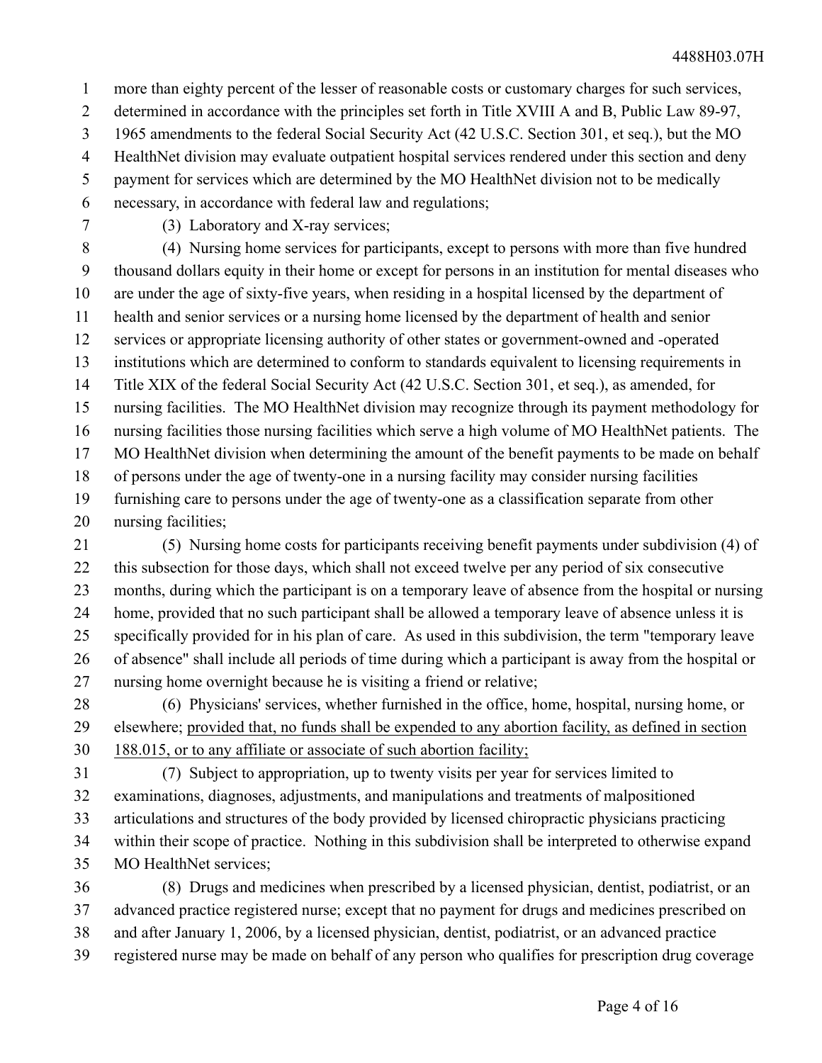more than eighty percent of the lesser of reasonable costs or customary charges for such services, determined in accordance with the principles set forth in Title XVIII A and B, Public Law 89-97, 1965 amendments to the federal Social Security Act (42 U.S.C. Section 301, et seq.), but the MO HealthNet division may evaluate outpatient hospital services rendered under this section and deny payment for services which are determined by the MO HealthNet division not to be medically necessary, in accordance with federal law and regulations;

(3) Laboratory and X-ray services;

(4) Nursing home services for participants, except to persons with more than five hundred thousand dollars equity in their home or except for persons in an institution for mental diseases who are under the age of sixty-five years, when residing in a hospital licensed by the department of health and senior services or a nursing home licensed by the department of health and senior services or appropriate licensing authority of other states or government-owned and -operated institutions which are determined to conform to standards equivalent to licensing requirements in Title XIX of the federal Social Security Act (42 U.S.C. Section 301, et seq.), as amended, for nursing facilities. The MO HealthNet division may recognize through its payment methodology for nursing facilities those nursing facilities which serve a high volume of MO HealthNet patients. The MO HealthNet division when determining the amount of the benefit payments to be made on behalf of persons under the age of twenty-one in a nursing facility may consider nursing facilities furnishing care to persons under the age of twenty-one as a classification separate from other nursing facilities;

(5) Nursing home costs for participants receiving benefit payments under subdivision (4) of this subsection for those days, which shall not exceed twelve per any period of six consecutive months, during which the participant is on a temporary leave of absence from the hospital or nursing home, provided that no such participant shall be allowed a temporary leave of absence unless it is specifically provided for in his plan of care. As used in this subdivision, the term "temporary leave of absence" shall include all periods of time during which a participant is away from the hospital or nursing home overnight because he is visiting a friend or relative;

(6) Physicians' services, whether furnished in the office, home, hospital, nursing home, or elsewhere; <u>provided that, no funds shall be expended to any abortion facility, as defined in section 188.015, or to any affiliate or associate of such abortion facility;</u>

(7) Subject to appropriation, up to twenty visits per year for services limited to examinations, diagnoses, adjustments, and manipulations and treatments of malpositioned articulations and structures of the body provided by licensed chiropractic physicians practicing within their scope of practice. Nothing in this subdivision shall be interpreted to otherwise expand MO HealthNet services;

(8) Drugs and medicines when prescribed by a licensed physician, dentist, podiatrist, or an advanced practice registered nurse; except that no payment for drugs and medicines prescribed on and after January 1, 2006, by a licensed physician, dentist, podiatrist, or an advanced practice registered nurse may be made on behalf of any person who qualifies for prescription drug coverage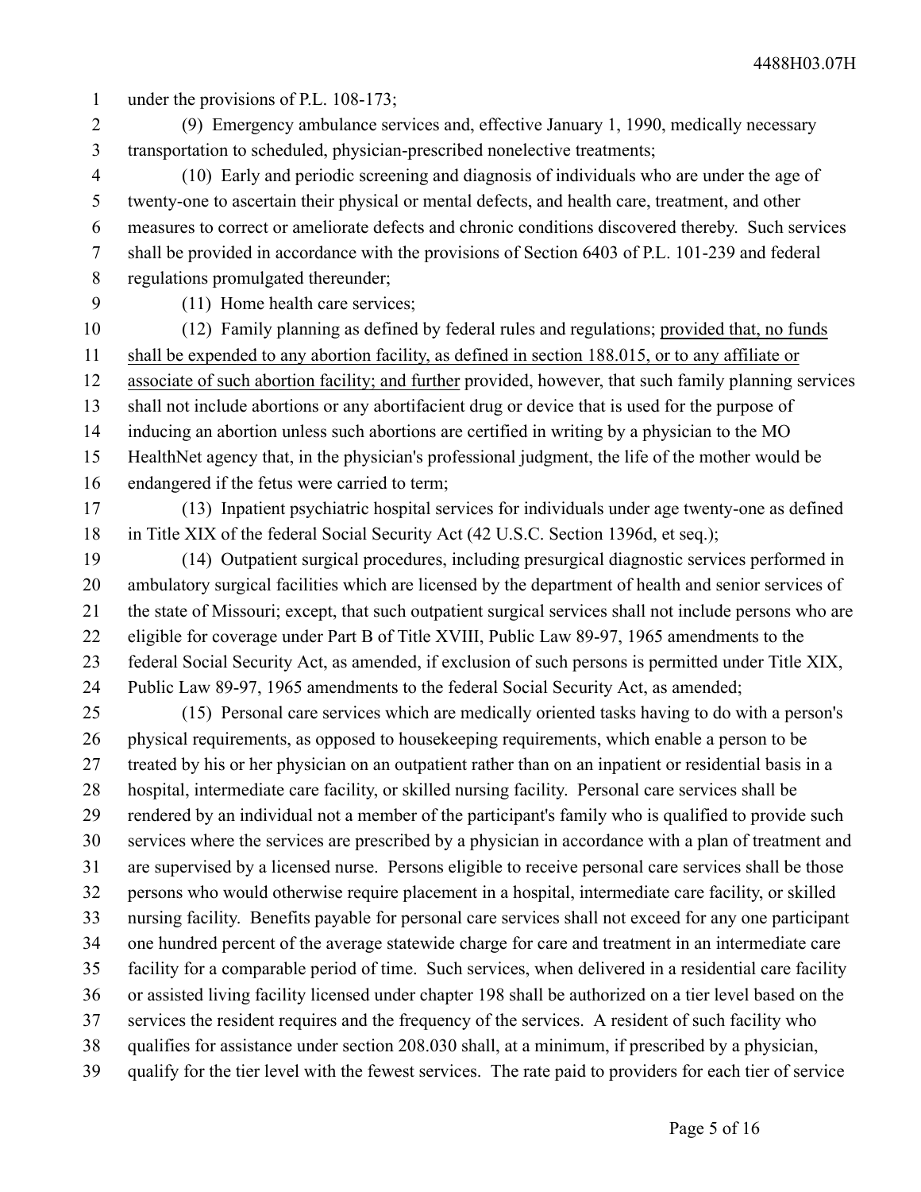under the provisions of P.L. 108-173;

(9) Emergency ambulance services and, effective January 1, 1990, medically necessary transportation to scheduled, physician-prescribed nonelective treatments;

(10) Early and periodic screening and diagnosis of individuals who are under the age of twenty-one to ascertain their physical or mental defects, and health care, treatment, and other measures to correct or ameliorate defects and chronic conditions discovered thereby. Such services shall be provided in accordance with the provisions of Section 6403 of P.L. 101-239 and federal regulations promulgated thereunder;

(11) Home health care services;

(12) Family planning as defined by federal rules and regulations; <u>provided that, no funds shall be expended to any abortion facility, as defined in section 188.015, or to any affiliate or associate of such abortion facility; and further</u> provided, however, that such family planning services shall not include abortions or any abortifacient drug or device that is used for the purpose of inducing an abortion unless such abortions are certified in writing by a physician to the MO HealthNet agency that, in the physician's professional judgment, the life of the mother would be endangered if the fetus were carried to term;

(13) Inpatient psychiatric hospital services for individuals under age twenty-one as defined in Title XIX of the federal Social Security Act (42 U.S.C. Section 1396d, et seq.);

(14) Outpatient surgical procedures, including presurgical diagnostic services performed in ambulatory surgical facilities which are licensed by the department of health and senior services of the state of Missouri; except, that such outpatient surgical services shall not include persons who are eligible for coverage under Part B of Title XVIII, Public Law 89-97, 1965 amendments to the federal Social Security Act, as amended, if exclusion of such persons is permitted under Title XIX, Public Law 89-97, 1965 amendments to the federal Social Security Act, as amended;

(15) Personal care services which are medically oriented tasks having to do with a person's physical requirements, as opposed to housekeeping requirements, which enable a person to be treated by his or her physician on an outpatient rather than on an inpatient or residential basis in a hospital, intermediate care facility, or skilled nursing facility. Personal care services shall be rendered by an individual not a member of the participant's family who is qualified to provide such services where the services are prescribed by a physician in accordance with a plan of treatment and are supervised by a licensed nurse. Persons eligible to receive personal care services shall be those persons who would otherwise require placement in a hospital, intermediate care facility, or skilled nursing facility. Benefits payable for personal care services shall not exceed for any one participant one hundred percent of the average statewide charge for care and treatment in an intermediate care facility for a comparable period of time. Such services, when delivered in a residential care facility or assisted living facility licensed under chapter 198 shall be authorized on a tier level based on the services the resident requires and the frequency of the services. A resident of such facility who qualifies for assistance under section 208.030 shall, at a minimum, if prescribed by a physician, qualify for the tier level with the fewest services. The rate paid to providers for each tier of service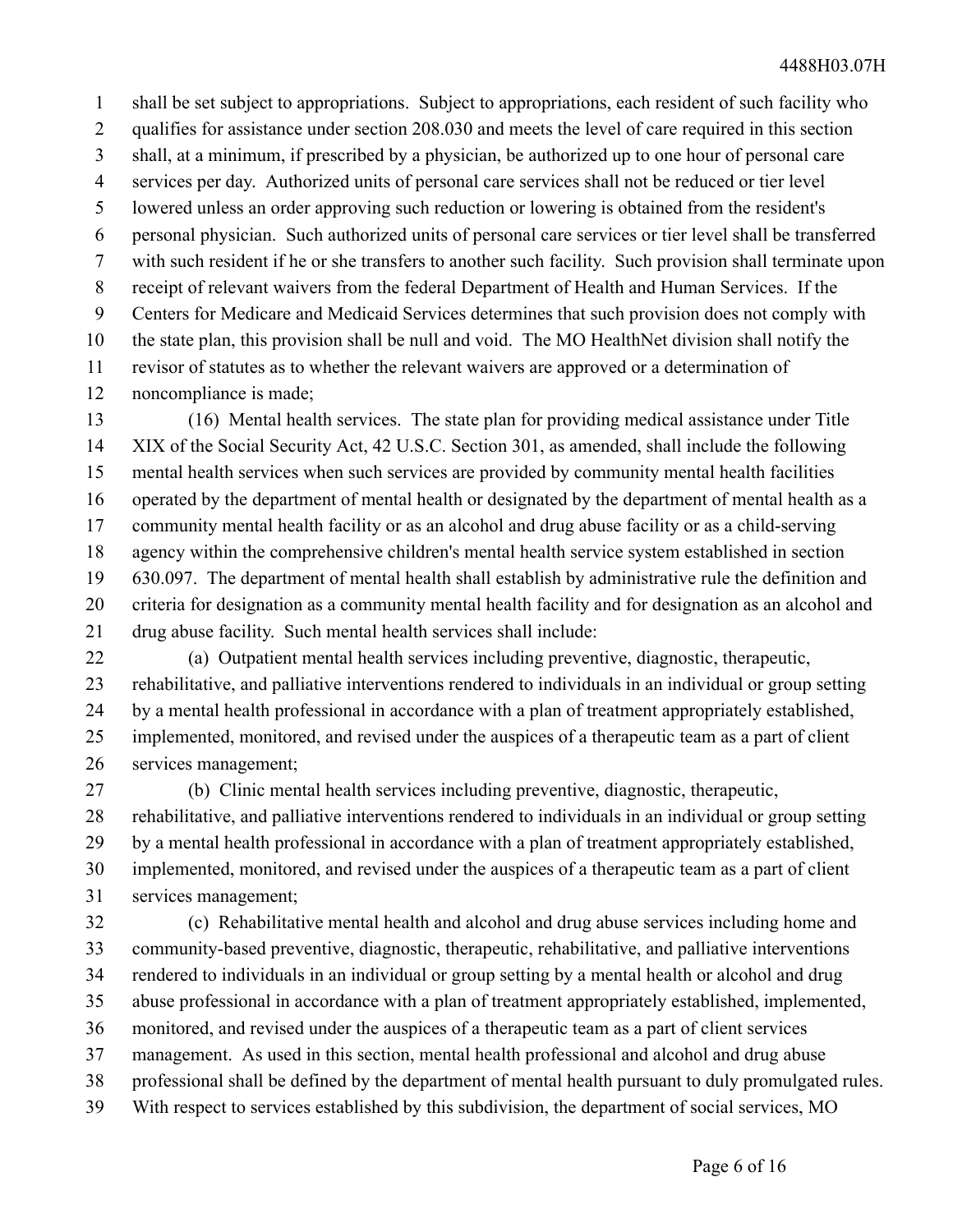shall be set subject to appropriations. Subject to appropriations, each resident of such facility who qualifies for assistance under section 208.030 and meets the level of care required in this section shall, at a minimum, if prescribed by a physician, be authorized up to one hour of personal care services per day. Authorized units of personal care services shall not be reduced or tier level lowered unless an order approving such reduction or lowering is obtained from the resident's personal physician. Such authorized units of personal care services or tier level shall be transferred with such resident if he or she transfers to another such facility. Such provision shall terminate upon receipt of relevant waivers from the federal Department of Health and Human Services. If the Centers for Medicare and Medicaid Services determines that such provision does not comply with the state plan, this provision shall be null and void. The MO HealthNet division shall notify the revisor of statutes as to whether the relevant waivers are approved or a determination of noncompliance is made;

(16) Mental health services. The state plan for providing medical assistance under Title XIX of the Social Security Act, 42 U.S.C. Section 301, as amended, shall include the following mental health services when such services are provided by community mental health facilities operated by the department of mental health or designated by the department of mental health as a community mental health facility or as an alcohol and drug abuse facility or as a child-serving agency within the comprehensive children's mental health service system established in section 630.097. The department of mental health shall establish by administrative rule the definition and criteria for designation as a community mental health facility and for designation as an alcohol and drug abuse facility. Such mental health services shall include:

(a) Outpatient mental health services including preventive, diagnostic, therapeutic, rehabilitative, and palliative interventions rendered to individuals in an individual or group setting by a mental health professional in accordance with a plan of treatment appropriately established, implemented, monitored, and revised under the auspices of a therapeutic team as a part of client services management;

(b) Clinic mental health services including preventive, diagnostic, therapeutic, rehabilitative, and palliative interventions rendered to individuals in an individual or group setting by a mental health professional in accordance with a plan of treatment appropriately established, implemented, monitored, and revised under the auspices of a therapeutic team as a part of client services management;

(c) Rehabilitative mental health and alcohol and drug abuse services including home and community-based preventive, diagnostic, therapeutic, rehabilitative, and palliative interventions rendered to individuals in an individual or group setting by a mental health or alcohol and drug abuse professional in accordance with a plan of treatment appropriately established, implemented, monitored, and revised under the auspices of a therapeutic team as a part of client services management. As used in this section, mental health professional and alcohol and drug abuse professional shall be defined by the department of mental health pursuant to duly promulgated rules. With respect to services established by this subdivision, the department of social services, MO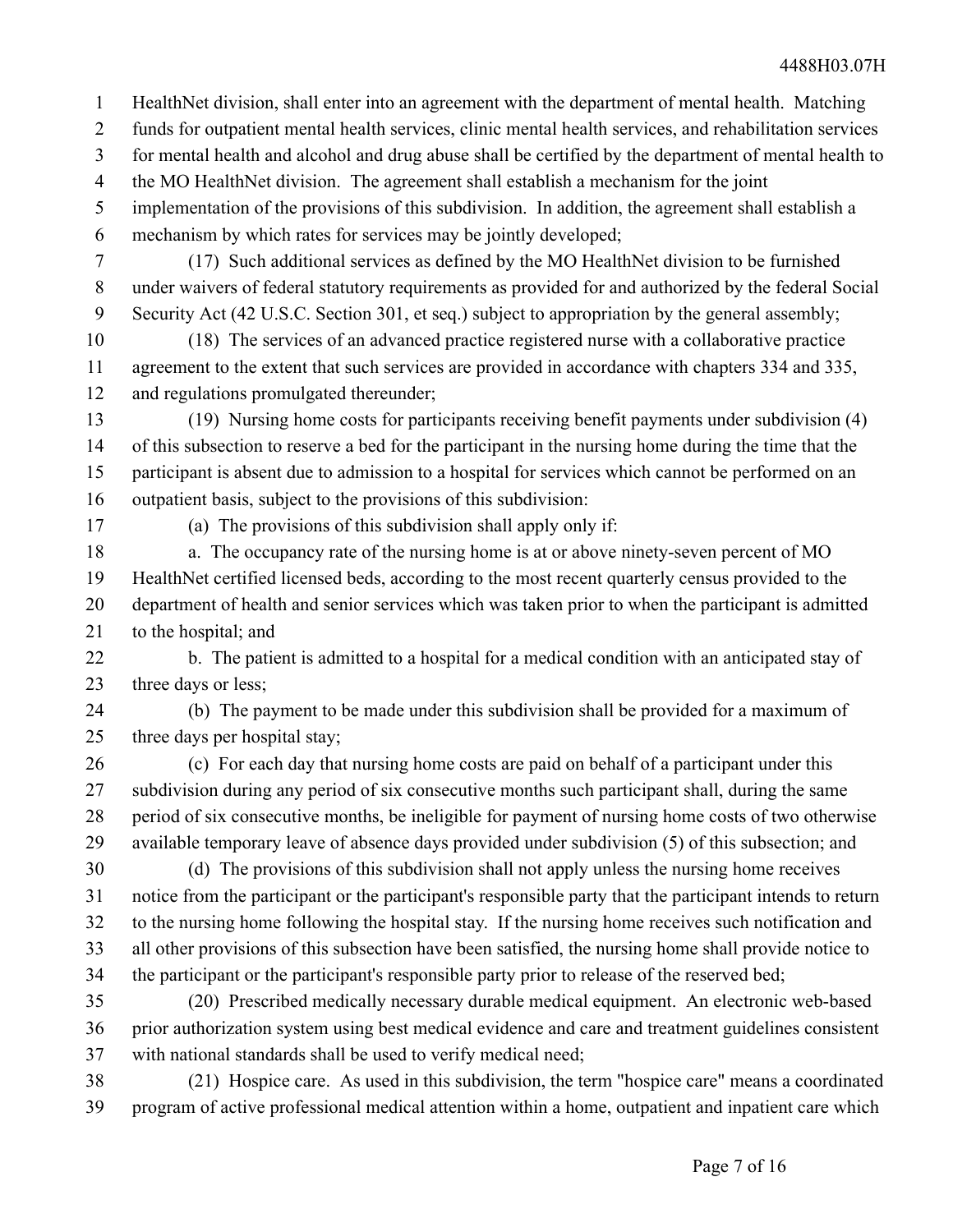HealthNet division, shall enter into an agreement with the department of mental health. Matching funds for outpatient mental health services, clinic mental health services, and rehabilitation services for mental health and alcohol and drug abuse shall be certified by the department of mental health to the MO HealthNet division. The agreement shall establish a mechanism for the joint implementation of the provisions of this subdivision. In addition, the agreement shall establish a mechanism by which rates for services may be jointly developed;

(17) Such additional services as defined by the MO HealthNet division to be furnished under waivers of federal statutory requirements as provided for and authorized by the federal Social Security Act (42 U.S.C. Section 301, et seq.) subject to appropriation by the general assembly;

(18) The services of an advanced practice registered nurse with a collaborative practice agreement to the extent that such services are provided in accordance with chapters 334 and 335, and regulations promulgated thereunder;

(19) Nursing home costs for participants receiving benefit payments under subdivision (4) of this subsection to reserve a bed for the participant in the nursing home during the time that the participant is absent due to admission to a hospital for services which cannot be performed on an outpatient basis, subject to the provisions of this subdivision:

(a) The provisions of this subdivision shall apply only if:

a. The occupancy rate of the nursing home is at or above ninety-seven percent of MO HealthNet certified licensed beds, according to the most recent quarterly census provided to the department of health and senior services which was taken prior to when the participant is admitted to the hospital; and

b. The patient is admitted to a hospital for a medical condition with an anticipated stay of three days or less;

(b) The payment to be made under this subdivision shall be provided for a maximum of three days per hospital stay;

(c) For each day that nursing home costs are paid on behalf of a participant under this subdivision during any period of six consecutive months such participant shall, during the same period of six consecutive months, be ineligible for payment of nursing home costs of two otherwise available temporary leave of absence days provided under subdivision (5) of this subsection; and

(d) The provisions of this subdivision shall not apply unless the nursing home receives notice from the participant or the participant's responsible party that the participant intends to return to the nursing home following the hospital stay. If the nursing home receives such notification and all other provisions of this subsection have been satisfied, the nursing home shall provide notice to the participant or the participant's responsible party prior to release of the reserved bed;

(20) Prescribed medically necessary durable medical equipment. An electronic web-based prior authorization system using best medical evidence and care and treatment guidelines consistent with national standards shall be used to verify medical need;

(21) Hospice care. As used in this subdivision, the term "hospice care" means a coordinated program of active professional medical attention within a home, outpatient and inpatient care which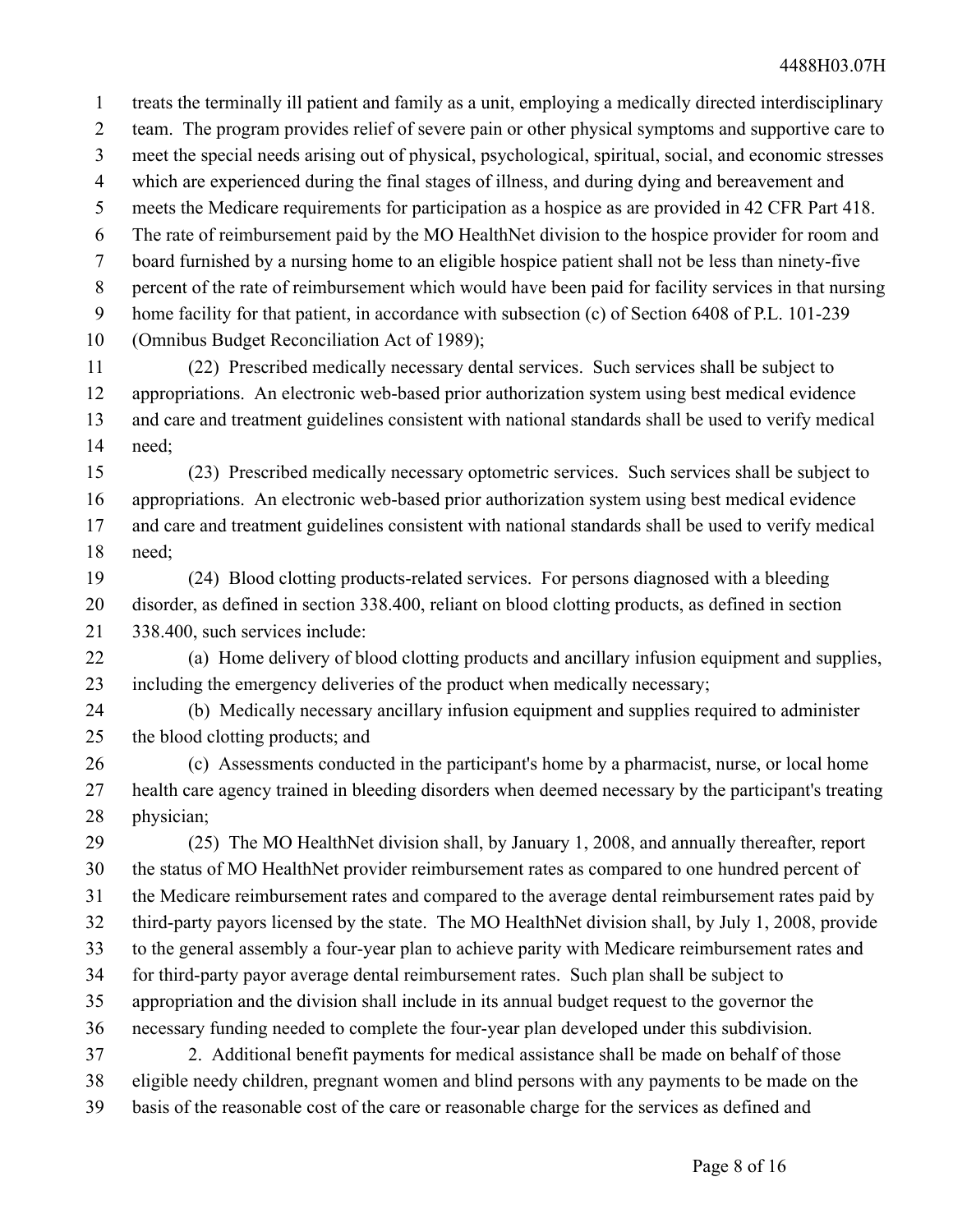treats the terminally ill patient and family as a unit, employing a medically directed interdisciplinary team. The program provides relief of severe pain or other physical symptoms and supportive care to meet the special needs arising out of physical, psychological, spiritual, social, and economic stresses which are experienced during the final stages of illness, and during dying and bereavement and meets the Medicare requirements for participation as a hospice as are provided in 42 CFR Part 418. The rate of reimbursement paid by the MO HealthNet division to the hospice provider for room and board furnished by a nursing home to an eligible hospice patient shall not be less than ninety-five percent of the rate of reimbursement which would have been paid for facility services in that nursing home facility for that patient, in accordance with subsection (c) of Section 6408 of P.L. 101-239 (Omnibus Budget Reconciliation Act of 1989);

(22) Prescribed medically necessary dental services. Such services shall be subject to appropriations. An electronic web-based prior authorization system using best medical evidence and care and treatment guidelines consistent with national standards shall be used to verify medical need;

(23) Prescribed medically necessary optometric services. Such services shall be subject to appropriations. An electronic web-based prior authorization system using best medical evidence and care and treatment guidelines consistent with national standards shall be used to verify medical need;

(24) Blood clotting products-related services. For persons diagnosed with a bleeding disorder, as defined in section 338.400, reliant on blood clotting products, as defined in section 338.400, such services include:

(a) Home delivery of blood clotting products and ancillary infusion equipment and supplies, including the emergency deliveries of the product when medically necessary;

(b) Medically necessary ancillary infusion equipment and supplies required to administer the blood clotting products; and

(c) Assessments conducted in the participant's home by a pharmacist, nurse, or local home health care agency trained in bleeding disorders when deemed necessary by the participant's treating physician;

(25) The MO HealthNet division shall, by January 1, 2008, and annually thereafter, report the status of MO HealthNet provider reimbursement rates as compared to one hundred percent of the Medicare reimbursement rates and compared to the average dental reimbursement rates paid by third-party payors licensed by the state. The MO HealthNet division shall, by July 1, 2008, provide to the general assembly a four-year plan to achieve parity with Medicare reimbursement rates and for third-party payor average dental reimbursement rates. Such plan shall be subject to appropriation and the division shall include in its annual budget request to the governor the necessary funding needed to complete the four-year plan developed under this subdivision.

2. Additional benefit payments for medical assistance shall be made on behalf of those eligible needy children, pregnant women and blind persons with any payments to be made on the basis of the reasonable cost of the care or reasonable charge for the services as defined and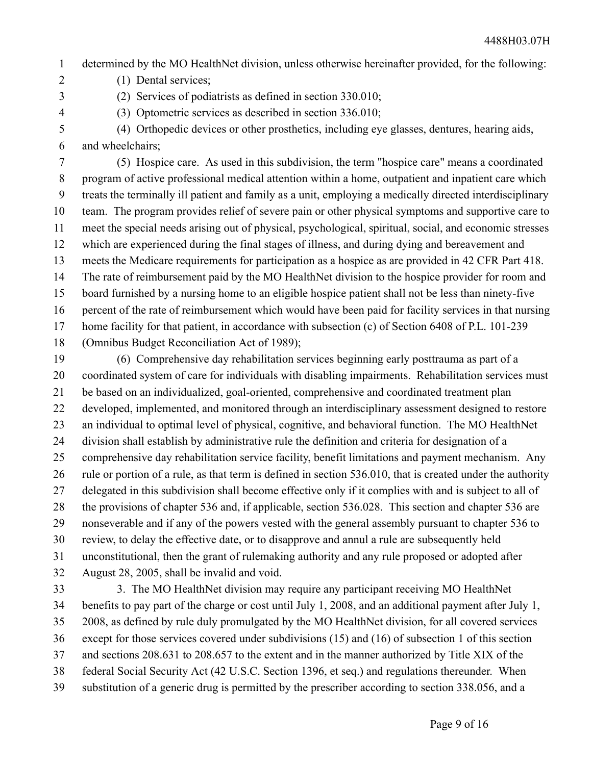determined by the MO HealthNet division, unless otherwise hereinafter provided, for the following:

(1) Dental services;

(2) Services of podiatrists as defined in section 330.010;

(3) Optometric services as described in section 336.010;

(4) Orthopedic devices or other prosthetics, including eye glasses, dentures, hearing aids, and wheelchairs;

(5) Hospice care. As used in this subdivision, the term "hospice care" means a coordinated program of active professional medical attention within a home, outpatient and inpatient care which treats the terminally ill patient and family as a unit, employing a medically directed interdisciplinary team. The program provides relief of severe pain or other physical symptoms and supportive care to meet the special needs arising out of physical, psychological, spiritual, social, and economic stresses which are experienced during the final stages of illness, and during dying and bereavement and meets the Medicare requirements for participation as a hospice as are provided in 42 CFR Part 418. The rate of reimbursement paid by the MO HealthNet division to the hospice provider for room and board furnished by a nursing home to an eligible hospice patient shall not be less than ninety-five percent of the rate of reimbursement which would have been paid for facility services in that nursing home facility for that patient, in accordance with subsection (c) of Section 6408 of P.L. 101-239 (Omnibus Budget Reconciliation Act of 1989);

(6) Comprehensive day rehabilitation services beginning early posttrauma as part of a coordinated system of care for individuals with disabling impairments. Rehabilitation services must be based on an individualized, goal-oriented, comprehensive and coordinated treatment plan developed, implemented, and monitored through an interdisciplinary assessment designed to restore an individual to optimal level of physical, cognitive, and behavioral function. The MO HealthNet division shall establish by administrative rule the definition and criteria for designation of a comprehensive day rehabilitation service facility, benefit limitations and payment mechanism. Any rule or portion of a rule, as that term is defined in section 536.010, that is created under the authority delegated in this subdivision shall become effective only if it complies with and is subject to all of the provisions of chapter 536 and, if applicable, section 536.028. This section and chapter 536 are nonseverable and if any of the powers vested with the general assembly pursuant to chapter 536 to review, to delay the effective date, or to disapprove and annul a rule are subsequently held unconstitutional, then the grant of rulemaking authority and any rule proposed or adopted after August 28, 2005, shall be invalid and void.

3. The MO HealthNet division may require any participant receiving MO HealthNet benefits to pay part of the charge or cost until July 1, 2008, and an additional payment after July 1, 2008, as defined by rule duly promulgated by the MO HealthNet division, for all covered services except for those services covered under subdivisions (15) and (16) of subsection 1 of this section and sections 208.631 to 208.657 to the extent and in the manner authorized by Title XIX of the federal Social Security Act (42 U.S.C. Section 1396, et seq.) and regulations thereunder. When substitution of a generic drug is permitted by the prescriber according to section 338.056, and a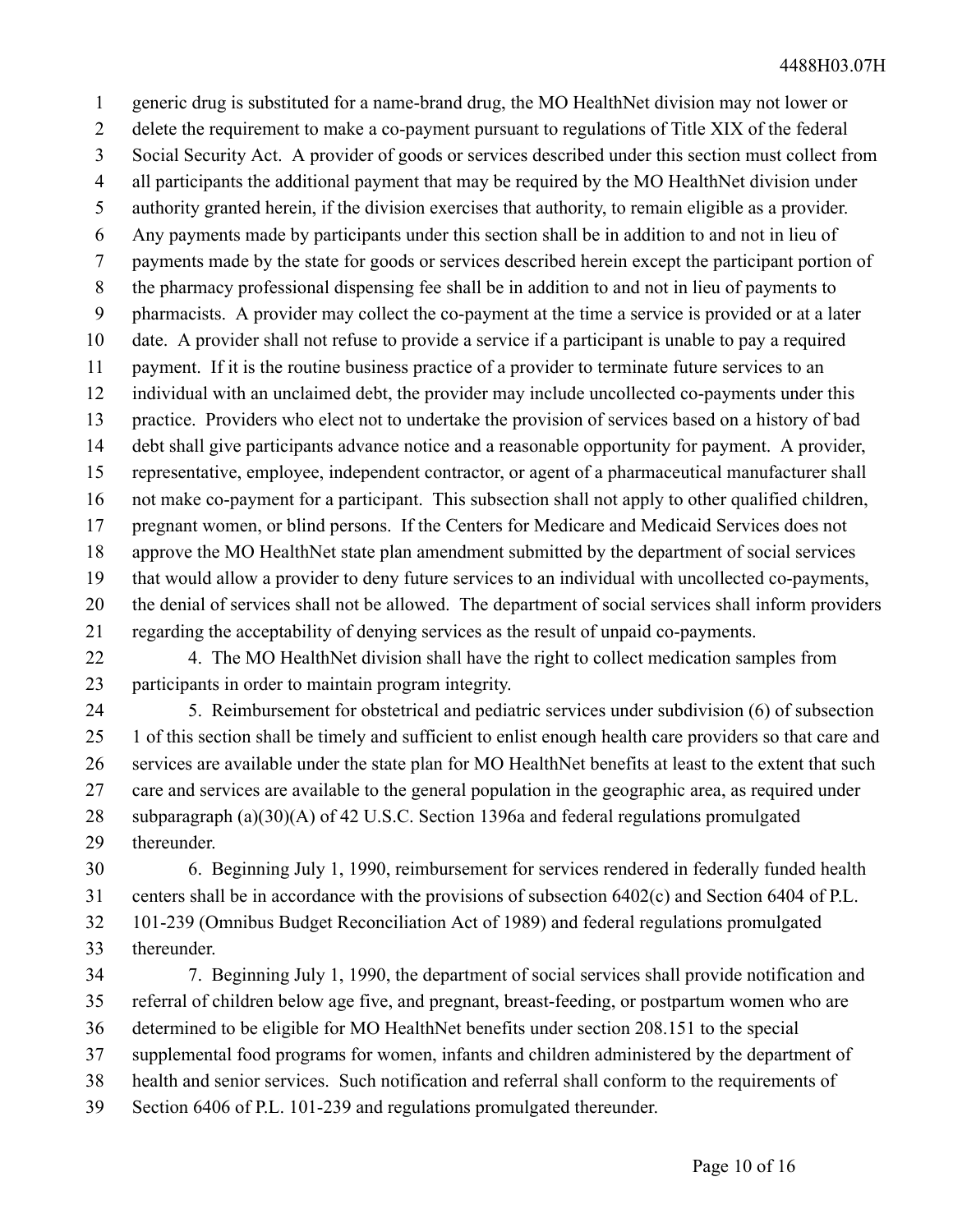generic drug is substituted for a name-brand drug, the MO HealthNet division may not lower or delete the requirement to make a co-payment pursuant to regulations of Title XIX of the federal Social Security Act. A provider of goods or services described under this section must collect from all participants the additional payment that may be required by the MO HealthNet division under authority granted herein, if the division exercises that authority, to remain eligible as a provider. Any payments made by participants under this section shall be in addition to and not in lieu of payments made by the state for goods or services described herein except the participant portion of the pharmacy professional dispensing fee shall be in addition to and not in lieu of payments to pharmacists. A provider may collect the co-payment at the time a service is provided or at a later date. A provider shall not refuse to provide a service if a participant is unable to pay a required payment. If it is the routine business practice of a provider to terminate future services to an individual with an unclaimed debt, the provider may include uncollected co-payments under this practice. Providers who elect not to undertake the provision of services based on a history of bad debt shall give participants advance notice and a reasonable opportunity for payment. A provider, representative, employee, independent contractor, or agent of a pharmaceutical manufacturer shall not make co-payment for a participant. This subsection shall not apply to other qualified children, pregnant women, or blind persons. If the Centers for Medicare and Medicaid Services does not approve the MO HealthNet state plan amendment submitted by the department of social services that would allow a provider to deny future services to an individual with uncollected co-payments, the denial of services shall not be allowed. The department of social services shall inform providers regarding the acceptability of denying services as the result of unpaid co-payments.

4. The MO HealthNet division shall have the right to collect medication samples from participants in order to maintain program integrity.

5. Reimbursement for obstetrical and pediatric services under subdivision (6) of subsection 1 of this section shall be timely and sufficient to enlist enough health care providers so that care and services are available under the state plan for MO HealthNet benefits at least to the extent that such care and services are available to the general population in the geographic area, as required under subparagraph (a)(30)(A) of 42 U.S.C. Section 1396a and federal regulations promulgated thereunder.

6. Beginning July 1, 1990, reimbursement for services rendered in federally funded health centers shall be in accordance with the provisions of subsection 6402(c) and Section 6404 of P.L. 101-239 (Omnibus Budget Reconciliation Act of 1989) and federal regulations promulgated thereunder.

7. Beginning July 1, 1990, the department of social services shall provide notification and referral of children below age five, and pregnant, breast-feeding, or postpartum women who are determined to be eligible for MO HealthNet benefits under section 208.151 to the special supplemental food programs for women, infants and children administered by the department of health and senior services. Such notification and referral shall conform to the requirements of Section 6406 of P.L. 101-239 and regulations promulgated thereunder.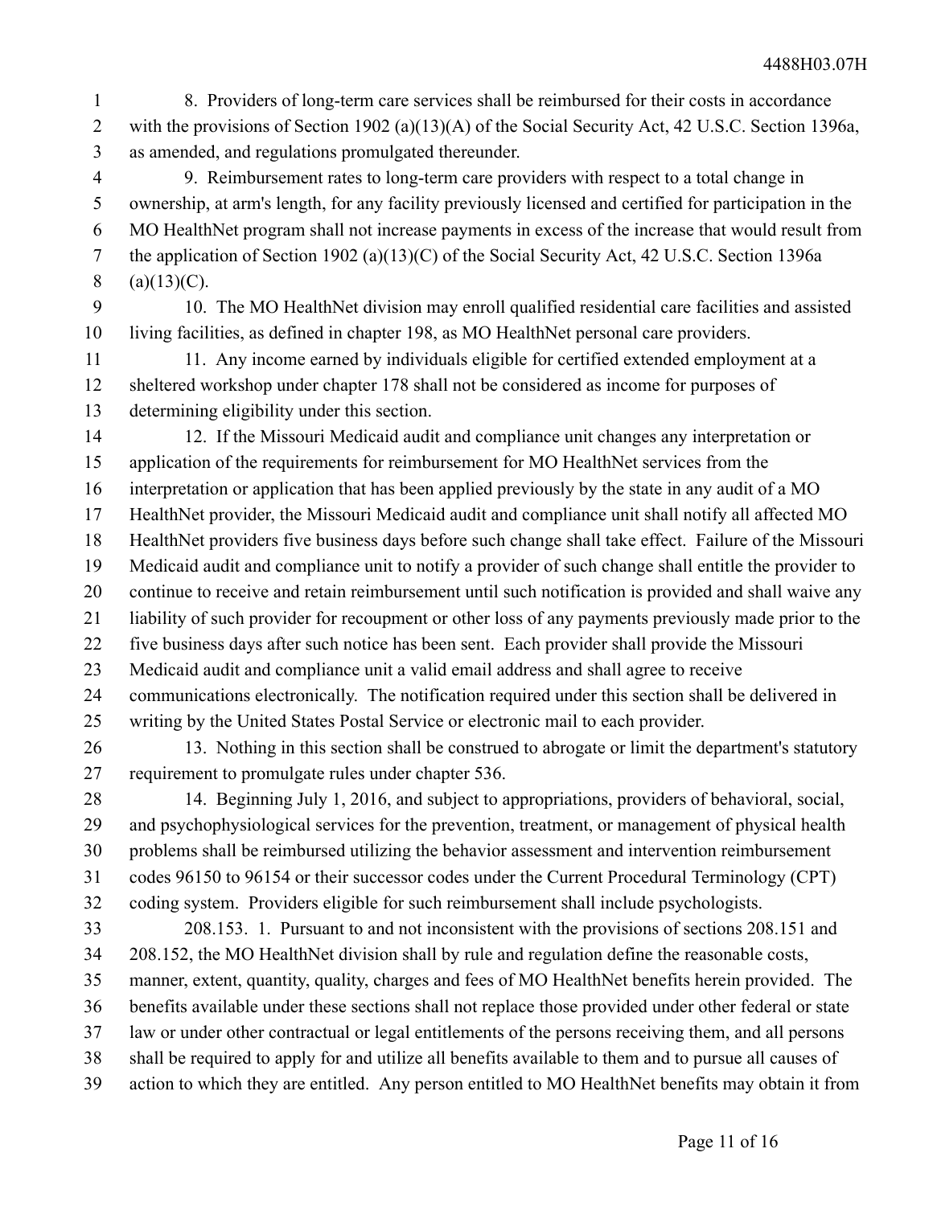8. Providers of long-term care services shall be reimbursed for their costs in accordance with the provisions of Section 1902 (a)(13)(A) of the Social Security Act, 42 U.S.C. Section 1396a, as amended, and regulations promulgated thereunder.

9. Reimbursement rates to long-term care providers with respect to a total change in ownership, at arm's length, for any facility previously licensed and certified for participation in the MO HealthNet program shall not increase payments in excess of the increase that would result from the application of Section 1902 (a)(13)(C) of the Social Security Act, 42 U.S.C. Section 1396a (a)(13)(C).

10. The MO HealthNet division may enroll qualified residential care facilities and assisted living facilities, as defined in chapter 198, as MO HealthNet personal care providers.

11. Any income earned by individuals eligible for certified extended employment at a sheltered workshop under chapter 178 shall not be considered as income for purposes of determining eligibility under this section.

12. If the Missouri Medicaid audit and compliance unit changes any interpretation or application of the requirements for reimbursement for MO HealthNet services from the interpretation or application that has been applied previously by the state in any audit of a MO HealthNet provider, the Missouri Medicaid audit and compliance unit shall notify all affected MO HealthNet providers five business days before such change shall take effect. Failure of the Missouri Medicaid audit and compliance unit to notify a provider of such change shall entitle the provider to continue to receive and retain reimbursement until such notification is provided and shall waive any liability of such provider for recoupment or other loss of any payments previously made prior to the five business days after such notice has been sent. Each provider shall provide the Missouri Medicaid audit and compliance unit a valid email address and shall agree to receive communications electronically. The notification required under this section shall be delivered in writing by the United States Postal Service or electronic mail to each provider.

13. Nothing in this section shall be construed to abrogate or limit the department's statutory requirement to promulgate rules under chapter 536.

14. Beginning July 1, 2016, and subject to appropriations, providers of behavioral, social, and psychophysiological services for the prevention, treatment, or management of physical health problems shall be reimbursed utilizing the behavior assessment and intervention reimbursement codes 96150 to 96154 or their successor codes under the Current Procedural Terminology (CPT) coding system. Providers eligible for such reimbursement shall include psychologists.

208.153. 1. Pursuant to and not inconsistent with the provisions of sections 208.151 and 208.152, the MO HealthNet division shall by rule and regulation define the reasonable costs, manner, extent, quantity, quality, charges and fees of MO HealthNet benefits herein provided. The benefits available under these sections shall not replace those provided under other federal or state law or under other contractual or legal entitlements of the persons receiving them, and all persons shall be required to apply for and utilize all benefits available to them and to pursue all causes of action to which they are entitled. Any person entitled to MO HealthNet benefits may obtain it from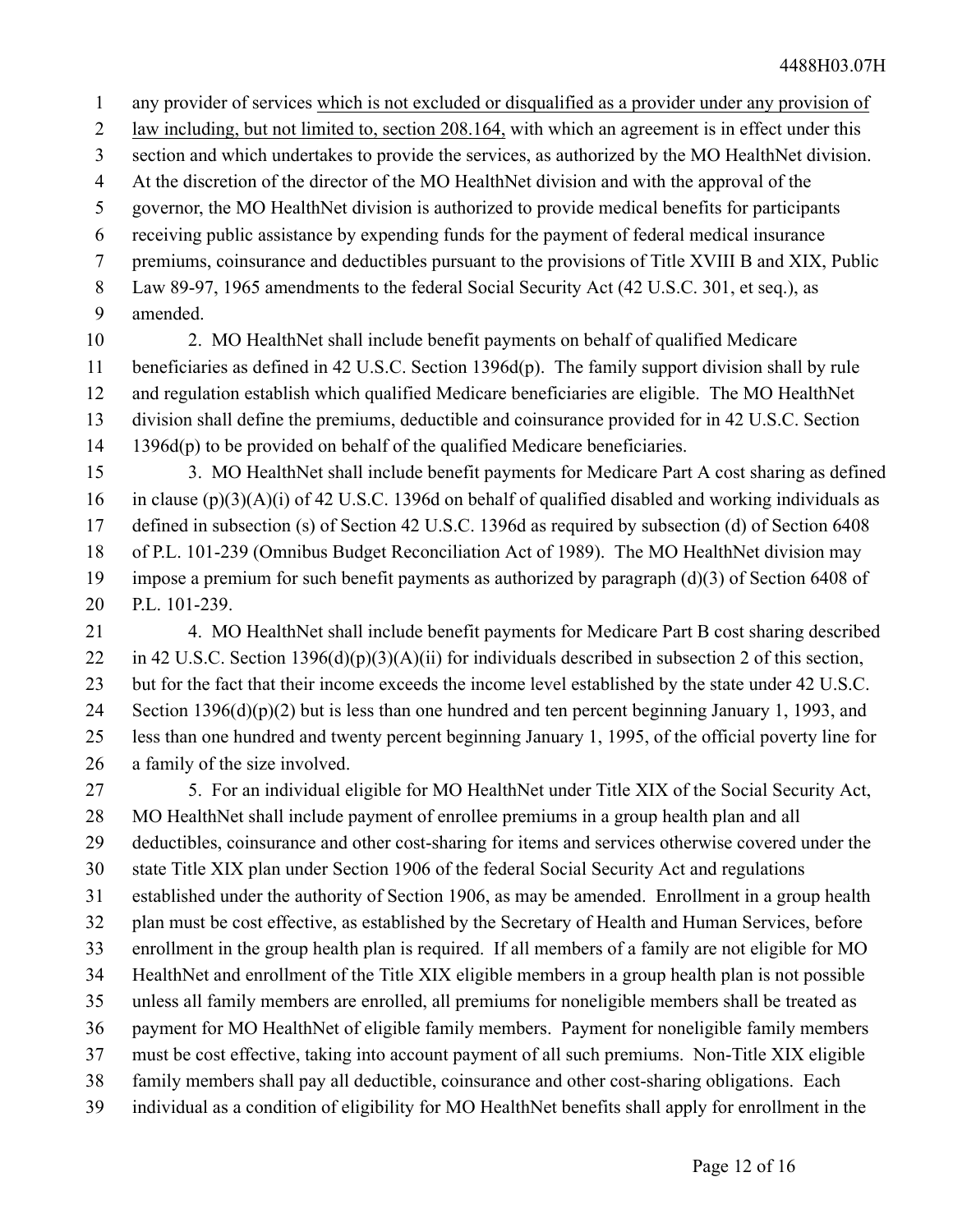any provider of services <u>which is not excluded or disqualified as a provider under any provision of law including, but not limited to, section 208.164,</u> with which an agreement is in effect under this section and which undertakes to provide the services, as authorized by the MO HealthNet division. At the discretion of the director of the MO HealthNet division and with the approval of the governor, the MO HealthNet division is authorized to provide medical benefits for participants receiving public assistance by expending funds for the payment of federal medical insurance premiums, coinsurance and deductibles pursuant to the provisions of Title XVIII B and XIX, Public Law 89-97, 1965 amendments to the federal Social Security Act (42 U.S.C. 301, et seq.), as amended.

2. MO HealthNet shall include benefit payments on behalf of qualified Medicare beneficiaries as defined in 42 U.S.C. Section 1396d(p). The family support division shall by rule and regulation establish which qualified Medicare beneficiaries are eligible. The MO HealthNet division shall define the premiums, deductible and coinsurance provided for in 42 U.S.C. Section 1396d(p) to be provided on behalf of the qualified Medicare beneficiaries.

3. MO HealthNet shall include benefit payments for Medicare Part A cost sharing as defined in clause (p)(3)(A)(i) of 42 U.S.C. 1396d on behalf of qualified disabled and working individuals as defined in subsection (s) of Section 42 U.S.C. 1396d as required by subsection (d) of Section 6408 of P.L. 101-239 (Omnibus Budget Reconciliation Act of 1989). The MO HealthNet division may impose a premium for such benefit payments as authorized by paragraph (d)(3) of Section 6408 of P.L. 101-239.

4. MO HealthNet shall include benefit payments for Medicare Part B cost sharing described in 42 U.S.C. Section 1396(d)(p)(3)(A)(ii) for individuals described in subsection 2 of this section, but for the fact that their income exceeds the income level established by the state under 42 U.S.C. Section 1396(d)(p)(2) but is less than one hundred and ten percent beginning January 1, 1993, and less than one hundred and twenty percent beginning January 1, 1995, of the official poverty line for a family of the size involved.

5. For an individual eligible for MO HealthNet under Title XIX of the Social Security Act, MO HealthNet shall include payment of enrollee premiums in a group health plan and all deductibles, coinsurance and other cost-sharing for items and services otherwise covered under the state Title XIX plan under Section 1906 of the federal Social Security Act and regulations established under the authority of Section 1906, as may be amended. Enrollment in a group health plan must be cost effective, as established by the Secretary of Health and Human Services, before enrollment in the group health plan is required. If all members of a family are not eligible for MO HealthNet and enrollment of the Title XIX eligible members in a group health plan is not possible unless all family members are enrolled, all premiums for noneligible members shall be treated as payment for MO HealthNet of eligible family members. Payment for noneligible family members must be cost effective, taking into account payment of all such premiums. Non-Title XIX eligible family members shall pay all deductible, coinsurance and other cost-sharing obligations. Each individual as a condition of eligibility for MO HealthNet benefits shall apply for enrollment in the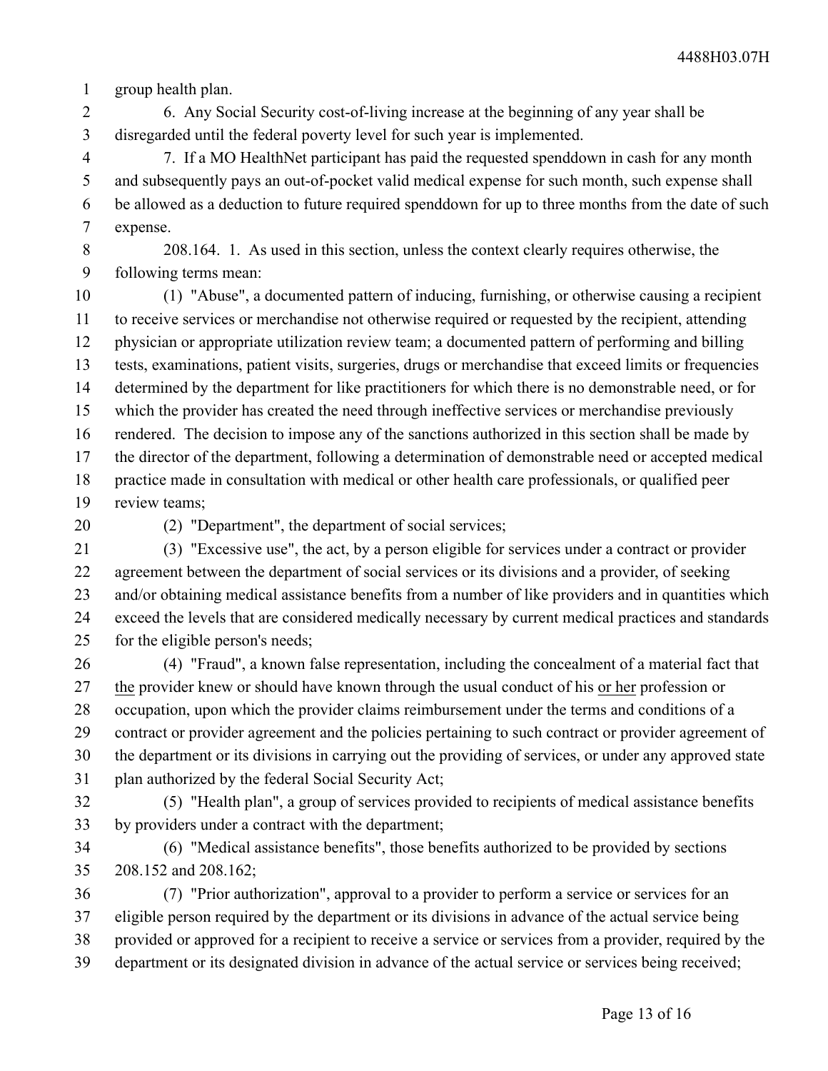group health plan.

6. Any Social Security cost-of-living increase at the beginning of any year shall be disregarded until the federal poverty level for such year is implemented.

7. If a MO HealthNet participant has paid the requested spenddown in cash for any month and subsequently pays an out-of-pocket valid medical expense for such month, such expense shall be allowed as a deduction to future required spenddown for up to three months from the date of such expense.

208.164. 1. As used in this section, unless the context clearly requires otherwise, the following terms mean:

(1) "Abuse", a documented pattern of inducing, furnishing, or otherwise causing a recipient to receive services or merchandise not otherwise required or requested by the recipient, attending physician or appropriate utilization review team; a documented pattern of performing and billing tests, examinations, patient visits, surgeries, drugs or merchandise that exceed limits or frequencies determined by the department for like practitioners for which there is no demonstrable need, or for which the provider has created the need through ineffective services or merchandise previously rendered. The decision to impose any of the sanctions authorized in this section shall be made by the director of the department, following a determination of demonstrable need or accepted medical practice made in consultation with medical or other health care professionals, or qualified peer review teams;

(2) "Department", the department of social services;

(3) "Excessive use", the act, by a person eligible for services under a contract or provider agreement between the department of social services or its divisions and a provider, of seeking and/or obtaining medical assistance benefits from a number of like providers and in quantities which exceed the levels that are considered medically necessary by current medical practices and standards for the eligible person's needs;

(4) "Fraud", a known false representation, including the concealment of a material fact that the provider knew or should have known through the usual conduct of his or her profession or occupation, upon which the provider claims reimbursement under the terms and conditions of a contract or provider agreement and the policies pertaining to such contract or provider agreement of the department or its divisions in carrying out the providing of services, or under any approved state plan authorized by the federal Social Security Act;

(5) "Health plan", a group of services provided to recipients of medical assistance benefits by providers under a contract with the department;

(6) "Medical assistance benefits", those benefits authorized to be provided by sections 208.152 and 208.162;

(7) "Prior authorization", approval to a provider to perform a service or services for an eligible person required by the department or its divisions in advance of the actual service being provided or approved for a recipient to receive a service or services from a provider, required by the department or its designated division in advance of the actual service or services being received;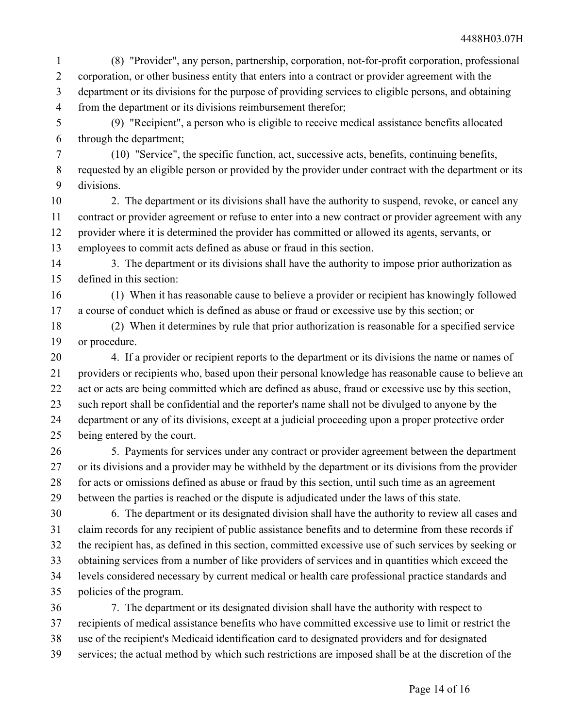(8) "Provider", any person, partnership, corporation, not-for-profit corporation, professional corporation, or other business entity that enters into a contract or provider agreement with the department or its divisions for the purpose of providing services to eligible persons, and obtaining from the department or its divisions reimbursement therefor;

(9) "Recipient", a person who is eligible to receive medical assistance benefits allocated through the department;

(10) "Service", the specific function, act, successive acts, benefits, continuing benefits, requested by an eligible person or provided by the provider under contract with the department or its divisions.

2. The department or its divisions shall have the authority to suspend, revoke, or cancel any contract or provider agreement or refuse to enter into a new contract or provider agreement with any provider where it is determined the provider has committed or allowed its agents, servants, or employees to commit acts defined as abuse or fraud in this section.

3. The department or its divisions shall have the authority to impose prior authorization as defined in this section:

(1) When it has reasonable cause to believe a provider or recipient has knowingly followed a course of conduct which is defined as abuse or fraud or excessive use by this section; or

(2) When it determines by rule that prior authorization is reasonable for a specified service or procedure.

4. If a provider or recipient reports to the department or its divisions the name or names of providers or recipients who, based upon their personal knowledge has reasonable cause to believe an act or acts are being committed which are defined as abuse, fraud or excessive use by this section, such report shall be confidential and the reporter's name shall not be divulged to anyone by the department or any of its divisions, except at a judicial proceeding upon a proper protective order being entered by the court.

5. Payments for services under any contract or provider agreement between the department or its divisions and a provider may be withheld by the department or its divisions from the provider for acts or omissions defined as abuse or fraud by this section, until such time as an agreement between the parties is reached or the dispute is adjudicated under the laws of this state.

6. The department or its designated division shall have the authority to review all cases and claim records for any recipient of public assistance benefits and to determine from these records if the recipient has, as defined in this section, committed excessive use of such services by seeking or obtaining services from a number of like providers of services and in quantities which exceed the levels considered necessary by current medical or health care professional practice standards and policies of the program.

7. The department or its designated division shall have the authority with respect to recipients of medical assistance benefits who have committed excessive use to limit or restrict the use of the recipient's Medicaid identification card to designated providers and for designated services; the actual method by which such restrictions are imposed shall be at the discretion of the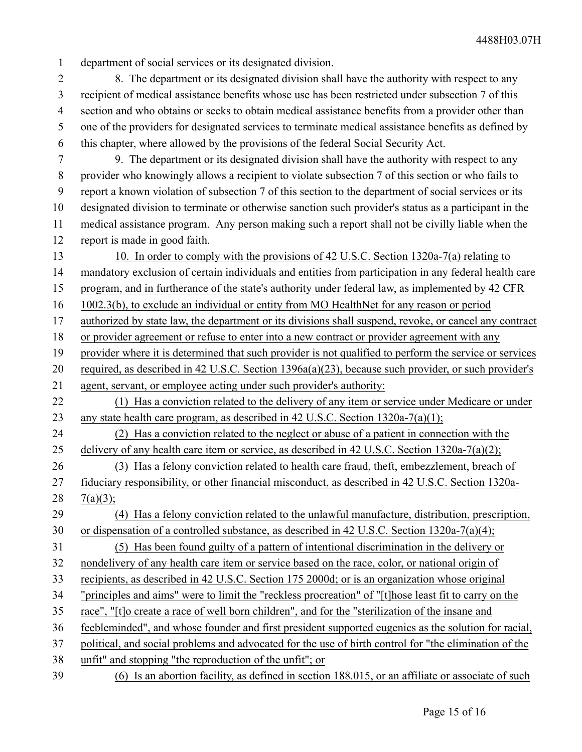department of social services or its designated division.

8. The department or its designated division shall have the authority with respect to any recipient of medical assistance benefits whose use has been restricted under subsection 7 of this section and who obtains or seeks to obtain medical assistance benefits from a provider other than one of the providers for designated services to terminate medical assistance benefits as defined by this chapter, where allowed by the provisions of the federal Social Security Act.

9. The department or its designated division shall have the authority with respect to any provider who knowingly allows a recipient to violate subsection 7 of this section or who fails to report a known violation of subsection 7 of this section to the department of social services or its designated division to terminate or otherwise sanction such provider's status as a participant in the medical assistance program. Any person making such a report shall not be civilly liable when the report is made in good faith.

10. In order to comply with the provisions of 42 U.S.C. Section 1320a-7(a) relating to mandatory exclusion of certain individuals and entities from participation in any federal health care program, and in furtherance of the state's authority under federal law, as implemented by 42 CFR 1002.3(b), to exclude an individual or entity from MO HealthNet for any reason or period authorized by state law, the department or its divisions shall suspend, revoke, or cancel any contract or provider agreement or refuse to enter into a new contract or provider agreement with any provider where it is determined that such provider is not qualified to perform the service or services required, as described in 42 U.S.C. Section 1396a(a)(23), because such provider, or such provider's agent, servant, or employee acting under such provider's authority:

(1) Has a conviction related to the delivery of any item or service under Medicare or under any state health care program, as described in 42 U.S.C. Section 1320a-7(a)(1);

(2) Has a conviction related to the neglect or abuse of a patient in connection with the delivery of any health care item or service, as described in 42 U.S.C. Section 1320a-7(a)(2);

(3) Has a felony conviction related to health care fraud, theft, embezzlement, breach of fiduciary responsibility, or other financial misconduct, as described in 42 U.S.C. Section 1320a-7(a)(3);

(4) Has a felony conviction related to the unlawful manufacture, distribution, prescription, or dispensation of a controlled substance, as described in 42 U.S.C. Section 1320a-7(a)(4);

(5) Has been found guilty of a pattern of intentional discrimination in the delivery or nondelivery of any health care item or service based on the race, color, or national origin of recipients, as described in 42 U.S.C. Section 175 2000d; or is an organization whose original "principles and aims" were to limit the "reckless procreation" of "[t]hose least fit to carry on the race", "[t]o create a race of well born children", and for the "sterilization of the insane and feebleminded", and whose founder and first president supported eugenics as the solution for racial, political, and social problems and advocated for the use of birth control for "the elimination of the unfit" and stopping "the reproduction of the unfit"; or

(6) Is an abortion facility, as defined in section 188.015, or an affiliate or associate of such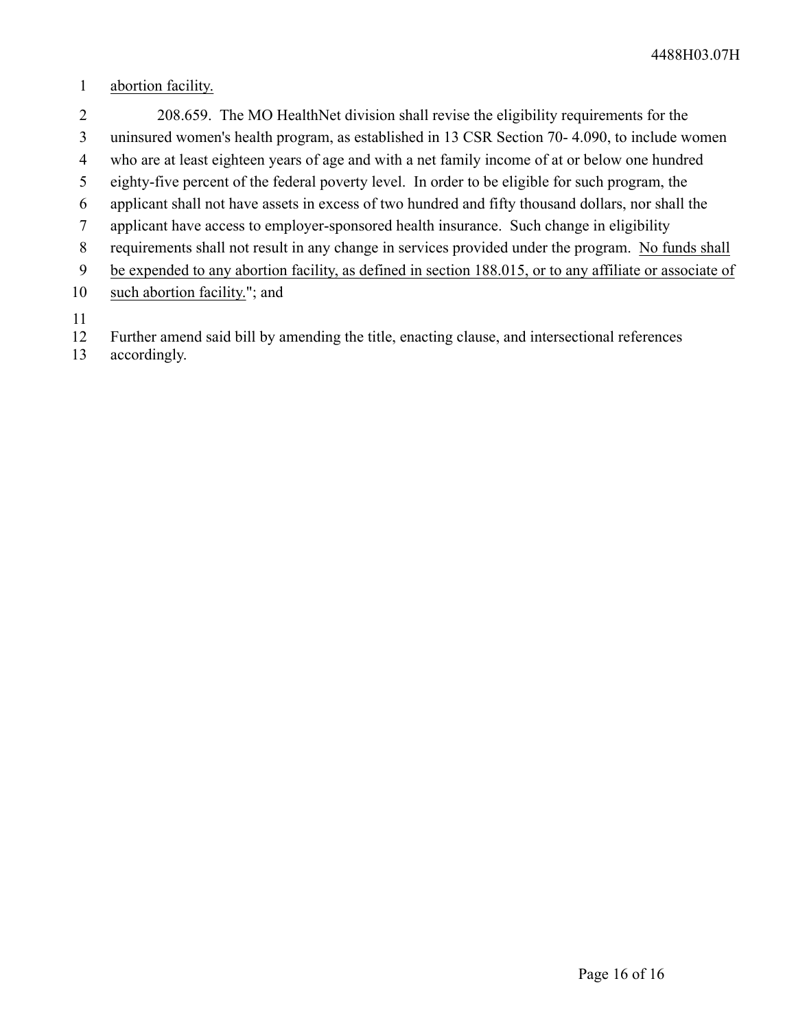abortion facility.

208.659. The MO HealthNet division shall revise the eligibility requirements for the uninsured women's health program, as established in 13 CSR Section 70- 4.090, to include women who are at least eighteen years of age and with a net family income of at or below one hundred eighty-five percent of the federal poverty level. In order to be eligible for such program, the applicant shall not have assets in excess of two hundred and fifty thousand dollars, nor shall the applicant have access to employer-sponsored health insurance. Such change in eligibility requirements shall not result in any change in services provided under the program. No funds shall be expended to any abortion facility, as defined in section 188.015, or to any affiliate or associate of such abortion facility."; and

Further amend said bill by amending the title, enacting clause, and intersectional references accordingly.